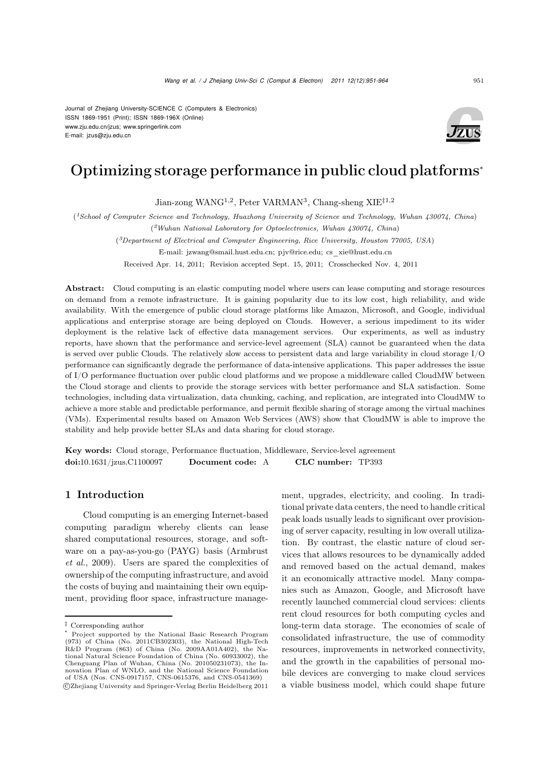Journal of Zhejiang University-SCIENCE C (Computers & Electronics)
ISSN 1869-1951 (Print); ISSN 1869-196X (Online)
www.zju.edu.cn/jzus; www.springerlink.com
E-mail: jzus@zju.edu.cn

# Optimizing storage performance in public cloud platforms*

Jian-zong WANG[1,2], Peter VARMAN[3], Chang-sheng XIE[‡1,2]

([1]School of Computer Science and Technology, Huazhong University of Science and Technology, Wuhan 430074, China)

([2]Wuhan National Laboratory for Optoelectronics, Wuhan 430074, China)

([3]Department of Electrical and Computer Engineering, Rice University, Houston 77005, USA)

E-mail: jzwang@smail.hust.edu.cn; pjv@rice.edu; cs_xie@hust.edu.cn

Received Apr. 14, 2011; Revision accepted Sept. 15, 2011; Crosschecked Nov. 4, 2011

**Abstract:** Cloud computing is an elastic computing model where users can lease computing and storage resources on demand from a remote infrastructure. It is gaining popularity due to its low cost, high reliability, and wide availability. With the emergence of public cloud storage platforms like Amazon, Microsoft, and Google, individual applications and enterprise storage are being deployed on Clouds. However, a serious impediment to its wider deployment is the relative lack of effective data management services. Our experiments, as well as industry reports, have shown that the performance and service-level agreement (SLA) cannot be guaranteed when the data is served over public Clouds. The relatively slow access to persistent data and large variability in cloud storage I/O performance can significantly degrade the performance of data-intensive applications. This paper addresses the issue of I/O performance fluctuation over public cloud platforms and we propose a middleware called CloudMW between the Cloud storage and clients to provide the storage services with better performance and SLA satisfaction. Some technologies, including data virtualization, data chunking, caching, and replication, are integrated into CloudMW to achieve a more stable and predictable performance, and permit flexible sharing of storage among the virtual machines (VMs). Experimental results based on Amazon Web Services (AWS) show that CloudMW is able to improve the stability and help provide better SLAs and data sharing for cloud storage.

**Key words:** Cloud storage, Performance fluctuation, Middleware, Service-level agreement

**doi:**10.1631/jzus.C1100097 **Document code:** A **CLC number:** TP393

## 1 Introduction

Cloud computing is an emerging Internet-based computing paradigm whereby clients can lease shared computational resources, storage, and software on a pay-as-you-go (PAYG) basis (Armbrust *et al.*, 2009). Users are spared the complexities of ownership of the computing infrastructure, and avoid the costs of buying and maintaining their own equipment, providing floor space, infrastructure management, upgrades, electricity, and cooling. In traditional private data centers, the need to handle critical peak loads usually leads to significant over provisioning of server capacity, resulting in low overall utilization. By contrast, the elastic nature of cloud services that allows resources to be dynamically added and removed based on the actual demand, makes it an economically attractive model. Many companies such as Amazon, Google, and Microsoft have recently launched commercial cloud services: clients rent cloud resources for both computing cycles and long-term data storage. The economies of scale of consolidated infrastructure, the use of commodity resources, improvements in networked connectivity, and the growth in the capabilities of personal mobile devices are converging to make cloud services a viable business model, which could shape future

‡ Corresponding author

\* Project supported by the National Basic Research Program (973) of China (No. 2011CB302303), the National High-Tech R&D Program (863) of China (No. 2009AA01A402), the National Natural Science Foundation of China (No. 60933002), the Chenguang Plan of Wuhan, China (No. 201050231073), the Innovation Plan of WNLO, and the National Science Foundation of USA (Nos. CNS-0917157, CNS-0615376, and CNS-0541369)

©Zhejiang University and Springer-Verlag Berlin Heidelberg 2011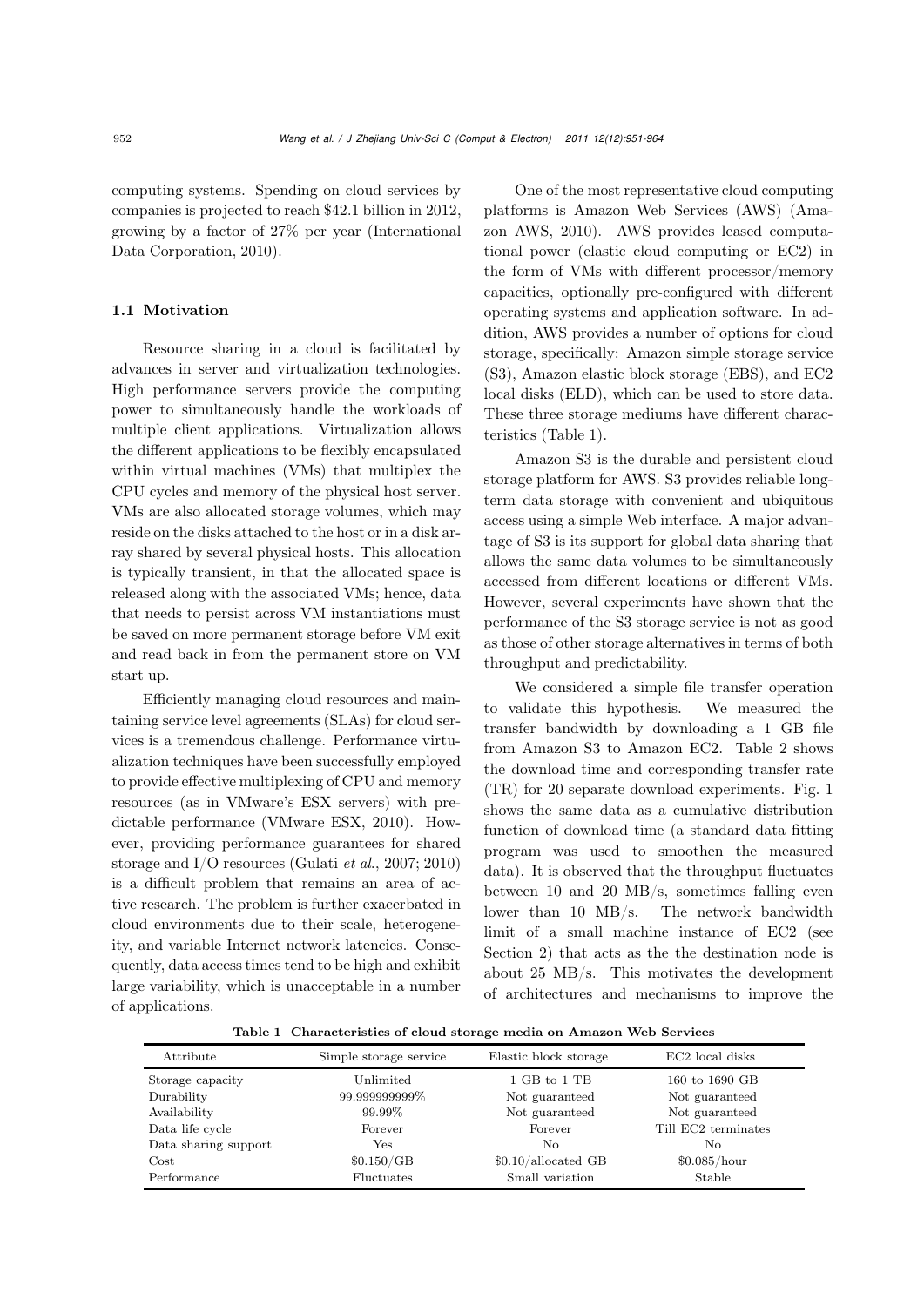computing systems. Spending on cloud services by companies is projected to reach \$42.1 billion in 2012, growing by a factor of 27% per year (International Data Corporation, 2010).

### 1.1 Motivation

Resource sharing in a cloud is facilitated by advances in server and virtualization technologies. High performance servers provide the computing power to simultaneously handle the workloads of multiple client applications. Virtualization allows the different applications to be flexibly encapsulated within virtual machines (VMs) that multiplex the CPU cycles and memory of the physical host server. VMs are also allocated storage volumes, which may reside on the disks attached to the host or in a disk array shared by several physical hosts. This allocation is typically transient, in that the allocated space is released along with the associated VMs; hence, data that needs to persist across VM instantiations must be saved on more permanent storage before VM exit and read back in from the permanent store on VM start up.

Efficiently managing cloud resources and maintaining service level agreements (SLAs) for cloud services is a tremendous challenge. Performance virtualization techniques have been successfully employed to provide effective multiplexing of CPU and memory resources (as in VMware's ESX servers) with predictable performance (VMware ESX, 2010). However, providing performance guarantees for shared storage and I/O resources (Gulati *et al.*, 2007; 2010) is a difficult problem that remains an area of active research. The problem is further exacerbated in cloud environments due to their scale, heterogeneity, and variable Internet network latencies. Consequently, data access times tend to be high and exhibit large variability, which is unacceptable in a number of applications.

One of the most representative cloud computing platforms is Amazon Web Services (AWS) (Amazon AWS, 2010). AWS provides leased computational power (elastic cloud computing or EC2) in the form of VMs with different processor/memory capacities, optionally pre-configured with different operating systems and application software. In addition, AWS provides a number of options for cloud storage, specifically: Amazon simple storage service (S3), Amazon elastic block storage (EBS), and EC2 local disks (ELD), which can be used to store data. These three storage mediums have different characteristics (Table 1).

Amazon S3 is the durable and persistent cloud storage platform for AWS. S3 provides reliable long-term data storage with convenient and ubiquitous access using a simple Web interface. A major advantage of S3 is its support for global data sharing that allows the same data volumes to be simultaneously accessed from different locations or different VMs. However, several experiments have shown that the performance of the S3 storage service is not as good as those of other storage alternatives in terms of both throughput and predictability.

We considered a simple file transfer operation to validate this hypothesis. We measured the transfer bandwidth by downloading a 1 GB file from Amazon S3 to Amazon EC2. Table 2 shows the download time and corresponding transfer rate (TR) for 20 separate download experiments. Fig. 1 shows the same data as a cumulative distribution function of download time (a standard data fitting program was used to smoothen the measured data). It is observed that the throughput fluctuates between 10 and 20 MB/s, sometimes falling even lower than 10 MB/s. The network bandwidth limit of a small machine instance of EC2 (see Section 2) that acts as the the destination node is about 25 MB/s. This motivates the development of architectures and mechanisms to improve the

**Table 1 Characteristics of cloud storage media on Amazon Web Services**

| Attribute | Simple storage service | Elastic block storage | EC2 local disks |
|---|---|---|---|
| Storage capacity | Unlimited | 1 GB to 1 TB | 160 to 1690 GB |
| Durability | 99.999999999% | Not guaranteed | Not guaranteed |
| Availability | 99.99% | Not guaranteed | Not guaranteed |
| Data life cycle | Forever | Forever | Till EC2 terminates |
| Data sharing support | Yes | No | No |
| Cost | \$0.150/GB | \$0.10/allocated GB | \$0.085/hour |
| Performance | Fluctuates | Small variation | Stable |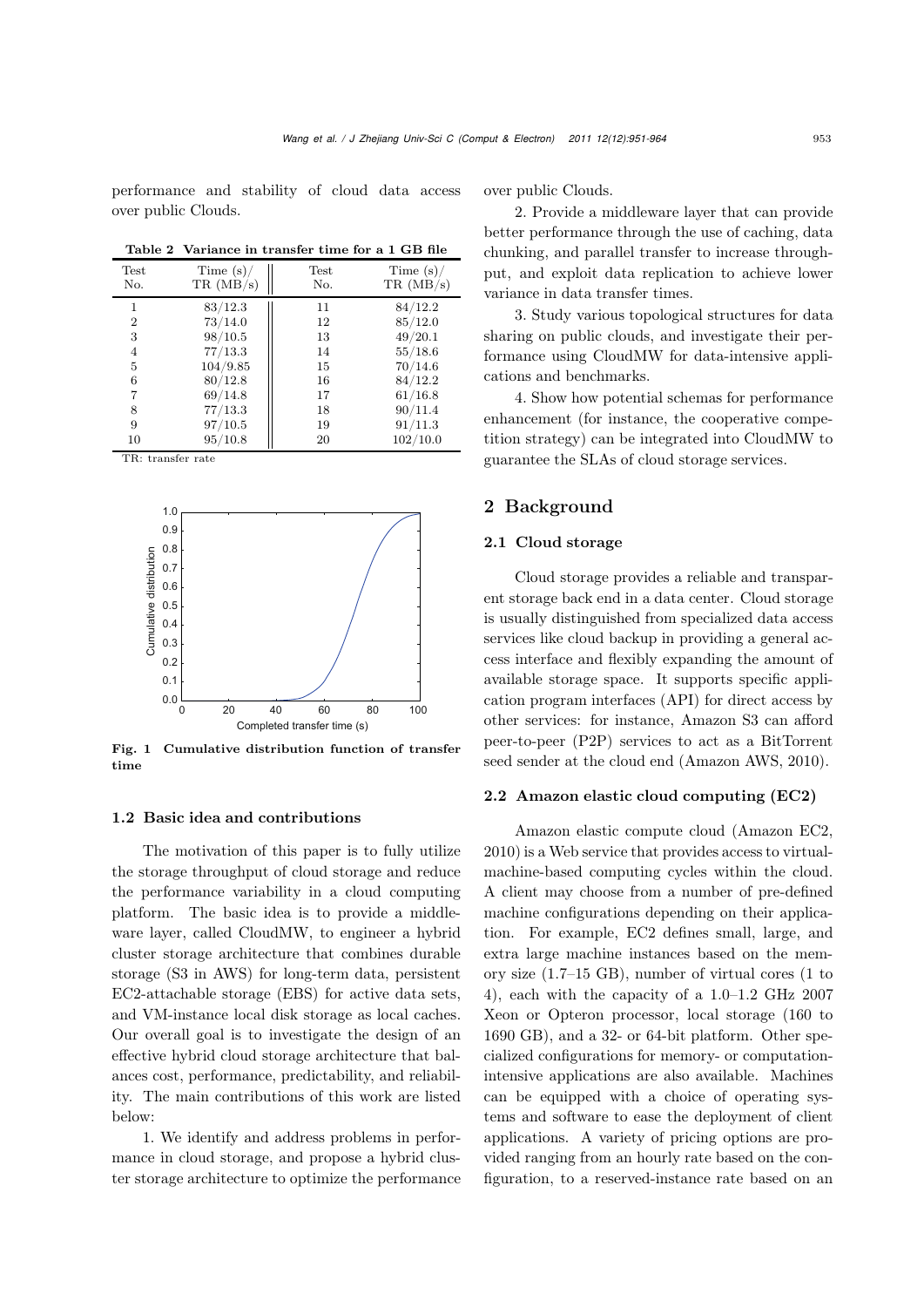performance and stability of cloud data access over public Clouds.

**Table 2 Variance in transfer time for a 1 GB file**

| Test No. | Time (s)/ TR (MB/s) | Test No. | Time (s)/ TR (MB/s) |
|---|---|---|---|
| 1 | 83/12.3 | 11 | 84/12.2 |
| 2 | 73/14.0 | 12 | 85/12.0 |
| 3 | 98/10.5 | 13 | 49/20.1 |
| 4 | 77/13.3 | 14 | 55/18.6 |
| 5 | 104/9.85 | 15 | 70/14.6 |
| 6 | 80/12.8 | 16 | 84/12.2 |
| 7 | 69/14.8 | 17 | 61/16.8 |
| 8 | 77/13.3 | 18 | 90/11.4 |
| 9 | 97/10.5 | 19 | 91/11.3 |
| 10 | 95/10.8 | 20 | 102/10.0 |

TR: transfer rate

**Fig. 1 Cumulative distribution function of transfer time**

### 1.2 Basic idea and contributions

The motivation of this paper is to fully utilize the storage throughput of cloud storage and reduce the performance variability in a cloud computing platform. The basic idea is to provide a middleware layer, called CloudMW, to engineer a hybrid cluster storage architecture that combines durable storage (S3 in AWS) for long-term data, persistent EC2-attachable storage (EBS) for active data sets, and VM-instance local disk storage as local caches. Our overall goal is to investigate the design of an effective hybrid cloud storage architecture that balances cost, performance, predictability, and reliability. The main contributions of this work are listed below:

1. We identify and address problems in performance in cloud storage, and propose a hybrid cluster storage architecture to optimize the performance over public Clouds.

2. Provide a middleware layer that can provide better performance through the use of caching, data chunking, and parallel transfer to increase throughput, and exploit data replication to achieve lower variance in data transfer times.

3. Study various topological structures for data sharing on public clouds, and investigate their performance using CloudMW for data-intensive applications and benchmarks.

4. Show how potential schemas for performance enhancement (for instance, the cooperative competition strategy) can be integrated into CloudMW to guarantee the SLAs of cloud storage services.

## 2 Background

### 2.1 Cloud storage

Cloud storage provides a reliable and transparent storage back end in a data center. Cloud storage is usually distinguished from specialized data access services like cloud backup in providing a general access interface and flexibly expanding the amount of available storage space. It supports specific application program interfaces (API) for direct access by other services: for instance, Amazon S3 can afford peer-to-peer (P2P) services to act as a BitTorrent seed sender at the cloud end (Amazon AWS, 2010).

### 2.2 Amazon elastic cloud computing (EC2)

Amazon elastic compute cloud (Amazon EC2, 2010) is a Web service that provides access to virtual-machine-based computing cycles within the cloud. A client may choose from a number of pre-defined machine configurations depending on their application. For example, EC2 defines small, large, and extra large machine instances based on the memory size (1.7–15 GB), number of virtual cores (1 to 4), each with the capacity of a 1.0–1.2 GHz 2007 Xeon or Opteron processor, local storage (160 to 1690 GB), and a 32- or 64-bit platform. Other specialized configurations for memory- or computation-intensive applications are also available. Machines can be equipped with a choice of operating systems and software to ease the deployment of client applications. A variety of pricing options are provided ranging from an hourly rate based on the configuration, to a reserved-instance rate based on an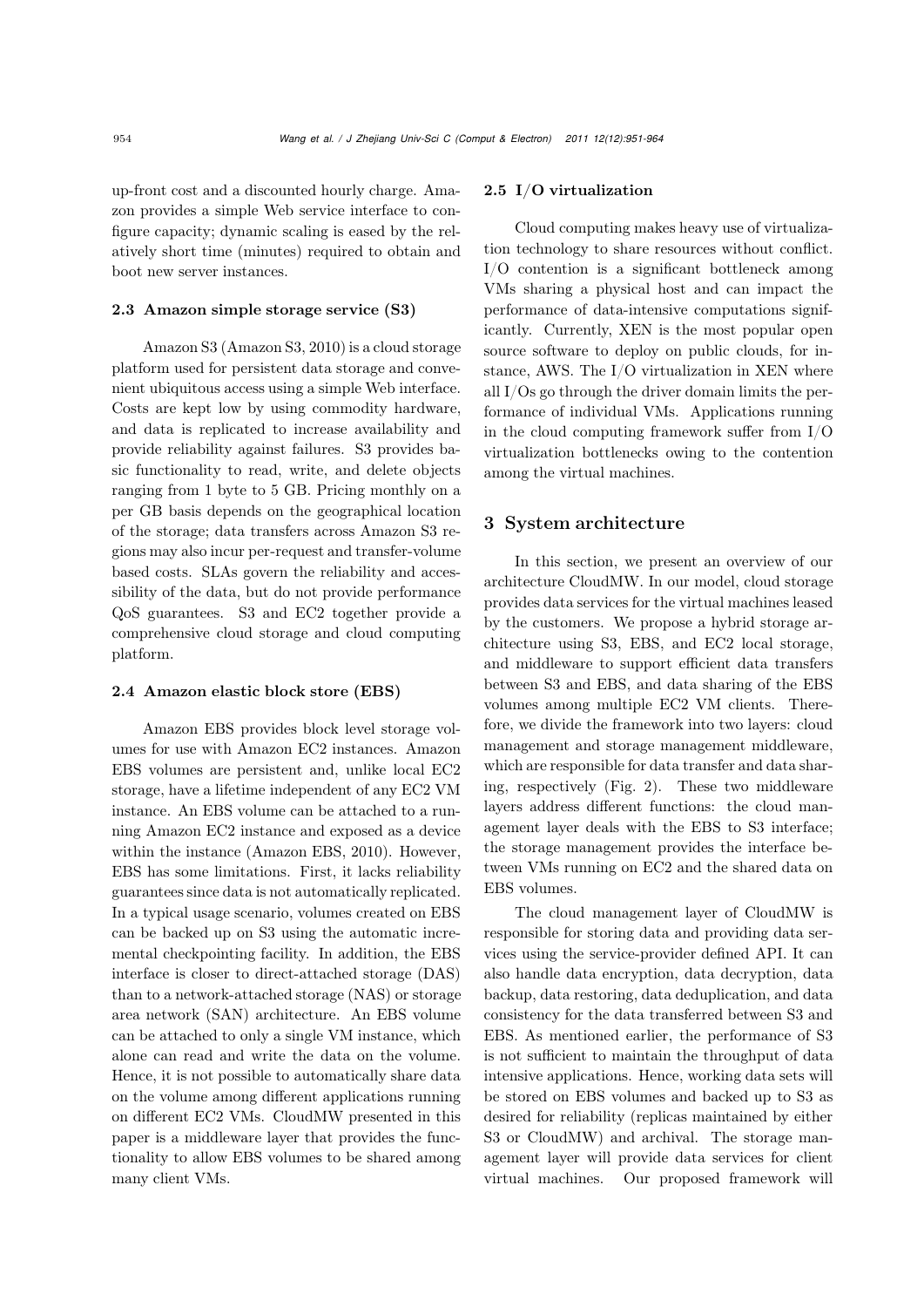up-front cost and a discounted hourly charge. Amazon provides a simple Web service interface to configure capacity; dynamic scaling is eased by the relatively short time (minutes) required to obtain and boot new server instances.

### 2.3 Amazon simple storage service (S3)

Amazon S3 (Amazon S3, 2010) is a cloud storage platform used for persistent data storage and convenient ubiquitous access using a simple Web interface. Costs are kept low by using commodity hardware, and data is replicated to increase availability and provide reliability against failures. S3 provides basic functionality to read, write, and delete objects ranging from 1 byte to 5 GB. Pricing monthly on a per GB basis depends on the geographical location of the storage; data transfers across Amazon S3 regions may also incur per-request and transfer-volume based costs. SLAs govern the reliability and accessibility of the data, but do not provide performance QoS guarantees. S3 and EC2 together provide a comprehensive cloud storage and cloud computing platform.

### 2.4 Amazon elastic block store (EBS)

Amazon EBS provides block level storage volumes for use with Amazon EC2 instances. Amazon EBS volumes are persistent and, unlike local EC2 storage, have a lifetime independent of any EC2 VM instance. An EBS volume can be attached to a running Amazon EC2 instance and exposed as a device within the instance (Amazon EBS, 2010). However, EBS has some limitations. First, it lacks reliability guarantees since data is not automatically replicated. In a typical usage scenario, volumes created on EBS can be backed up on S3 using the automatic incremental checkpointing facility. In addition, the EBS interface is closer to direct-attached storage (DAS) than to a network-attached storage (NAS) or storage area network (SAN) architecture. An EBS volume can be attached to only a single VM instance, which alone can read and write the data on the volume. Hence, it is not possible to automatically share data on the volume among different applications running on different EC2 VMs. CloudMW presented in this paper is a middleware layer that provides the functionality to allow EBS volumes to be shared among many client VMs.

### 2.5 I/O virtualization

Cloud computing makes heavy use of virtualization technology to share resources without conflict. I/O contention is a significant bottleneck among VMs sharing a physical host and can impact the performance of data-intensive computations significantly. Currently, XEN is the most popular open source software to deploy on public clouds, for instance, AWS. The I/O virtualization in XEN where all I/Os go through the driver domain limits the performance of individual VMs. Applications running in the cloud computing framework suffer from I/O virtualization bottlenecks owing to the contention among the virtual machines.

## 3 System architecture

In this section, we present an overview of our architecture CloudMW. In our model, cloud storage provides data services for the virtual machines leased by the customers. We propose a hybrid storage architecture using S3, EBS, and EC2 local storage, and middleware to support efficient data transfers between S3 and EBS, and data sharing of the EBS volumes among multiple EC2 VM clients. Therefore, we divide the framework into two layers: cloud management and storage management middleware, which are responsible for data transfer and data sharing, respectively (Fig. 2). These two middleware layers address different functions: the cloud management layer deals with the EBS to S3 interface; the storage management provides the interface between VMs running on EC2 and the shared data on EBS volumes.

The cloud management layer of CloudMW is responsible for storing data and providing data services using the service-provider defined API. It can also handle data encryption, data decryption, data backup, data restoring, data deduplication, and data consistency for the data transferred between S3 and EBS. As mentioned earlier, the performance of S3 is not sufficient to maintain the throughput of data intensive applications. Hence, working data sets will be stored on EBS volumes and backed up to S3 as desired for reliability (replicas maintained by either S3 or CloudMW) and archival. The storage management layer will provide data services for client virtual machines. Our proposed framework will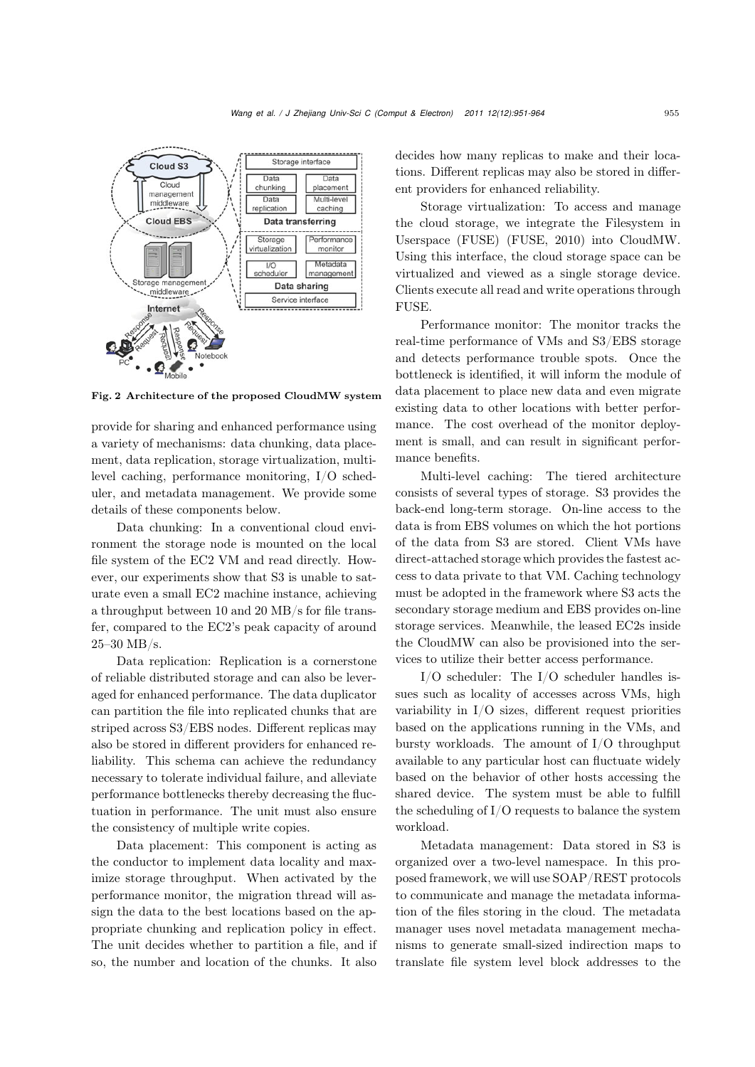Fig. 2 Architecture of the proposed CloudMW system

provide for sharing and enhanced performance using a variety of mechanisms: data chunking, data placement, data replication, storage virtualization, multi-level caching, performance monitoring, I/O scheduler, and metadata management. We provide some details of these components below.

Data chunking: In a conventional cloud environment the storage node is mounted on the local file system of the EC2 VM and read directly. However, our experiments show that S3 is unable to saturate even a small EC2 machine instance, achieving a throughput between 10 and 20 MB/s for file transfer, compared to the EC2's peak capacity of around 25–30 MB/s.

Data replication: Replication is a cornerstone of reliable distributed storage and can also be leveraged for enhanced performance. The data duplicator can partition the file into replicated chunks that are striped across S3/EBS nodes. Different replicas may also be stored in different providers for enhanced reliability. This schema can achieve the redundancy necessary to tolerate individual failure, and alleviate performance bottlenecks thereby decreasing the fluctuation in performance. The unit must also ensure the consistency of multiple write copies.

Data placement: This component is acting as the conductor to implement data locality and maximize storage throughput. When activated by the performance monitor, the migration thread will assign the data to the best locations based on the appropriate chunking and replication policy in effect. The unit decides whether to partition a file, and if so, the number and location of the chunks. It also decides how many replicas to make and their locations. Different replicas may also be stored in different providers for enhanced reliability.

Storage virtualization: To access and manage the cloud storage, we integrate the Filesystem in Userspace (FUSE) (FUSE, 2010) into CloudMW. Using this interface, the cloud storage space can be virtualized and viewed as a single storage device. Clients execute all read and write operations through FUSE.

Performance monitor: The monitor tracks the real-time performance of VMs and S3/EBS storage and detects performance trouble spots. Once the bottleneck is identified, it will inform the module of data placement to place new data and even migrate existing data to other locations with better performance. The cost overhead of the monitor deployment is small, and can result in significant performance benefits.

Multi-level caching: The tiered architecture consists of several types of storage. S3 provides the back-end long-term storage. On-line access to the data is from EBS volumes on which the hot portions of the data from S3 are stored. Client VMs have direct-attached storage which provides the fastest access to data private to that VM. Caching technology must be adopted in the framework where S3 acts the secondary storage medium and EBS provides on-line storage services. Meanwhile, the leased EC2s inside the CloudMW can also be provisioned into the services to utilize their better access performance.

I/O scheduler: The I/O scheduler handles issues such as locality of accesses across VMs, high variability in I/O sizes, different request priorities based on the applications running in the VMs, and bursty workloads. The amount of I/O throughput available to any particular host can fluctuate widely based on the behavior of other hosts accessing the shared device. The system must be able to fulfill the scheduling of I/O requests to balance the system workload.

Metadata management: Data stored in S3 is organized over a two-level namespace. In this proposed framework, we will use SOAP/REST protocols to communicate and manage the metadata information of the files storing in the cloud. The metadata manager uses novel metadata management mechanisms to generate small-sized indirection maps to translate file system level block addresses to the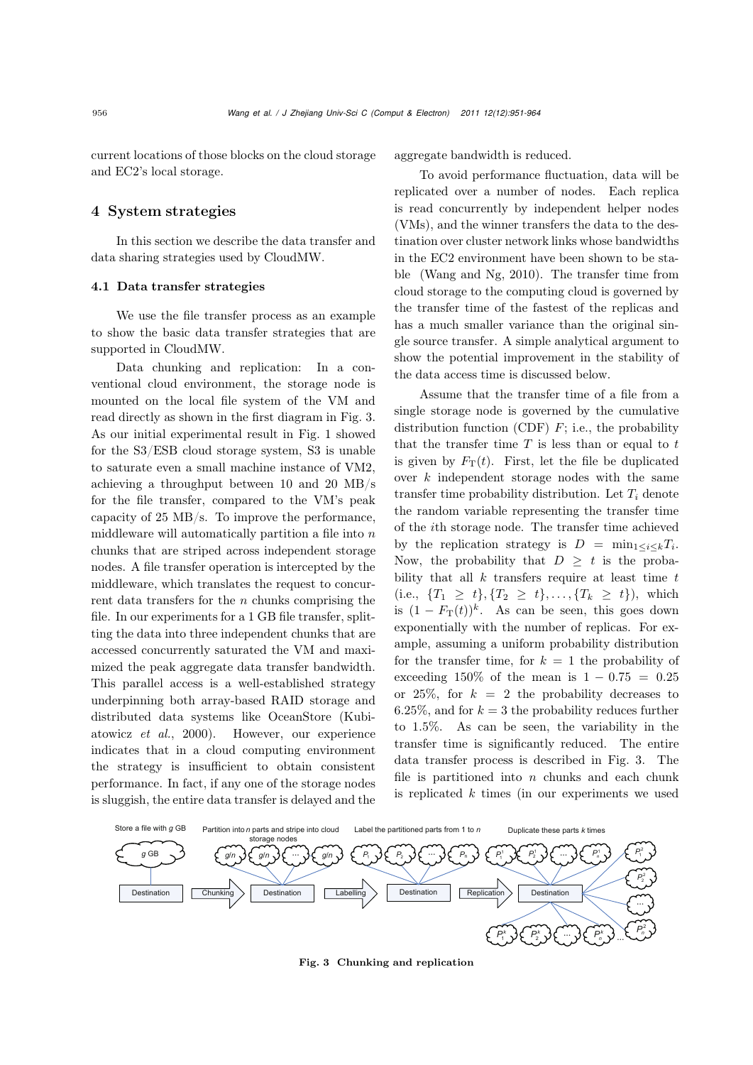current locations of those blocks on the cloud storage and EC2's local storage.

## 4 System strategies

In this section we describe the data transfer and data sharing strategies used by CloudMW.

### 4.1 Data transfer strategies

We use the file transfer process as an example to show the basic data transfer strategies that are supported in CloudMW.

Data chunking and replication: In a conventional cloud environment, the storage node is mounted on the local file system of the VM and read directly as shown in the first diagram in Fig. 3. As our initial experimental result in Fig. 1 showed for the S3/ESB cloud storage system, S3 is unable to saturate even a small machine instance of VM2, achieving a throughput between 10 and 20 MB/s for the file transfer, compared to the VM's peak capacity of 25 MB/s. To improve the performance, middleware will automatically partition a file into $n$ chunks that are striped across independent storage nodes. A file transfer operation is intercepted by the middleware, which translates the request to concurrent data transfers for the $n$ chunks comprising the file. In our experiments for a 1 GB file transfer, splitting the data into three independent chunks that are accessed concurrently saturated the VM and maximized the peak aggregate data transfer bandwidth. This parallel access is a well-established strategy underpinning both array-based RAID storage and distributed data systems like OceanStore (Kubiatowicz *et al.*, 2000). However, our experience indicates that in a cloud computing environment the strategy is insufficient to obtain consistent performance. In fact, if any one of the storage nodes is sluggish, the entire data transfer is delayed and the aggregate bandwidth is reduced.

To avoid performance fluctuation, data will be replicated over a number of nodes. Each replica is read concurrently by independent helper nodes (VMs), and the winner transfers the data to the destination over cluster network links whose bandwidths in the EC2 environment have been shown to be stable (Wang and Ng, 2010). The transfer time from cloud storage to the computing cloud is governed by the transfer time of the fastest of the replicas and has a much smaller variance than the original single source transfer. A simple analytical argument to show the potential improvement in the stability of the data access time is discussed below.

Assume that the transfer time of a file from a single storage node is governed by the cumulative distribution function (CDF) $F$; i.e., the probability that the transfer time $T$ is less than or equal to $t$ is given by $F_{\mathrm{T}}(t)$. First, let the file be duplicated over $k$ independent storage nodes with the same transfer time probability distribution. Let $T_i$ denote the random variable representing the transfer time of the $i$th storage node. The transfer time achieved by the replication strategy is $D = \min_{1\leq i\leq k} T_i$. Now, the probability that $D \geq t$ is the probability that all $k$ transfers require at least time $t$ (i.e., $\{T_1 \geq t\}, \{T_2 \geq t\}, \ldots, \{T_k \geq t\}$), which is $(1 - F_{\mathrm{T}}(t))^k$. As can be seen, this goes down exponentially with the number of replicas. For example, assuming a uniform probability distribution for the transfer time, for $k = 1$ the probability of exceeding 150% of the mean is $1 - 0.75 = 0.25$ or 25%, for $k = 2$ the probability decreases to 6.25%, and for $k = 3$ the probability reduces further to 1.5%. As can be seen, the variability in the transfer time is significantly reduced. The entire data transfer process is described in Fig. 3. The file is partitioned into $n$ chunks and each chunk is replicated $k$ times (in our experiments we used

Fig. 3 Chunking and replication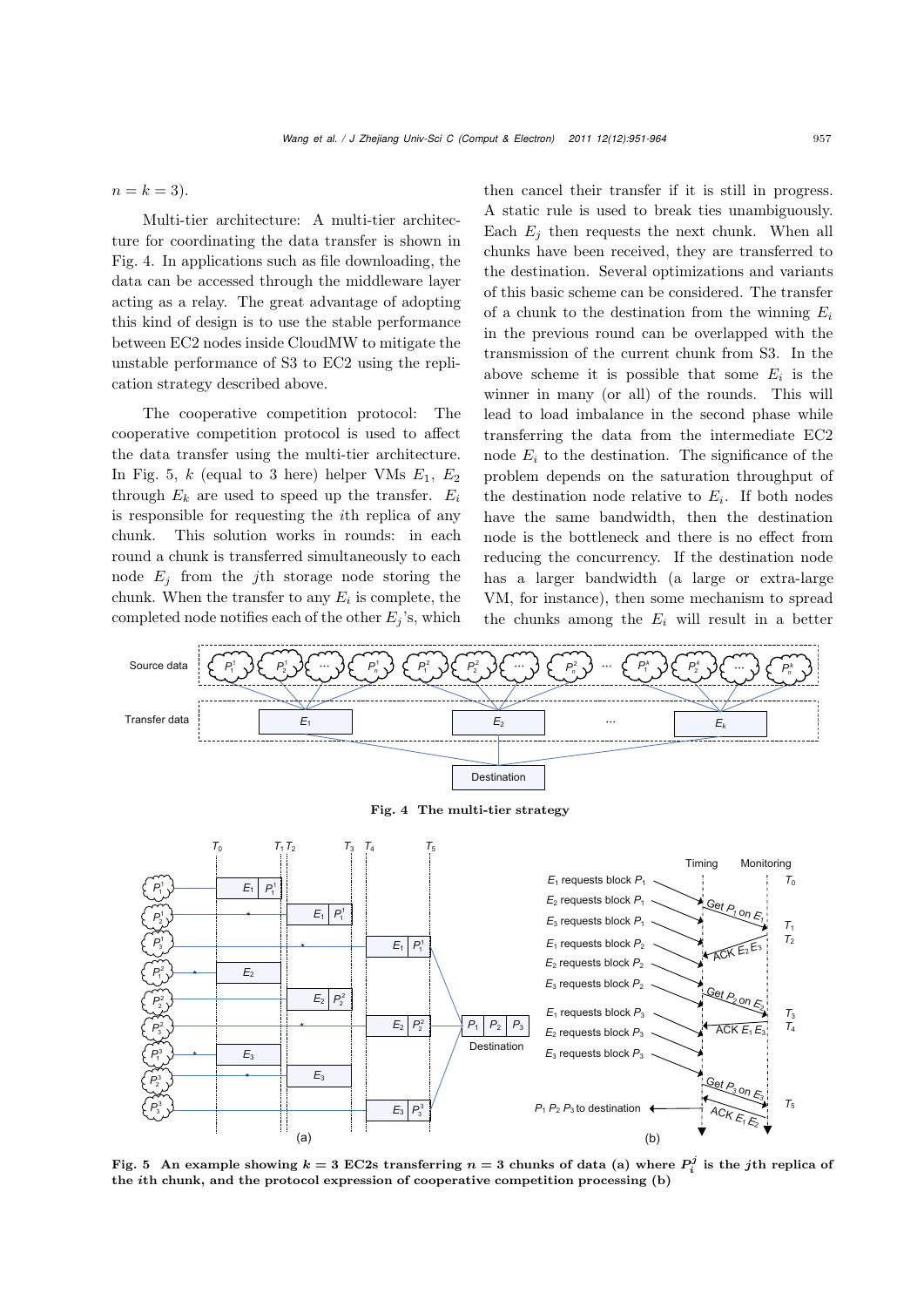$n = k = 3$).

Multi-tier architecture: A multi-tier architecture for coordinating the data transfer is shown in Fig. 4. In applications such as file downloading, the data can be accessed through the middleware layer acting as a relay. The great advantage of adopting this kind of design is to use the stable performance between EC2 nodes inside CloudMW to mitigate the unstable performance of S3 to EC2 using the replication strategy described above.

The cooperative competition protocol: The cooperative competition protocol is used to affect the data transfer using the multi-tier architecture. In Fig. 5, $k$ (equal to 3 here) helper VMs $E_1$, $E_2$ through $E_k$ are used to speed up the transfer. $E_i$ is responsible for requesting the $i$th replica of any chunk. This solution works in rounds: in each round a chunk is transferred simultaneously to each node $E_j$ from the $j$th storage node storing the chunk. When the transfer to any $E_i$ is complete, the completed node notifies each of the other $E_j$'s, which then cancel their transfer if it is still in progress. A static rule is used to break ties unambiguously. Each $E_j$ then requests the next chunk. When all chunks have been received, they are transferred to the destination. Several optimizations and variants of this basic scheme can be considered. The transfer of a chunk to the destination from the winning $E_i$ in the previous round can be overlapped with the transmission of the current chunk from S3. In the above scheme it is possible that some $E_i$ is the winner in many (or all) of the rounds. This will lead to load imbalance in the second phase while transferring the data from the intermediate EC2 node $E_i$ to the destination. The significance of the problem depends on the saturation throughput of the destination node relative to $E_i$. If both nodes have the same bandwidth, then the destination node is the bottleneck and there is no effect from reducing the concurrency. If the destination node has a larger bandwidth (a large or extra-large VM, for instance), then some mechanism to spread the chunks among the $E_i$ will result in a better

**Fig. 4 The multi-tier strategy**

**Fig. 5 An example showing $k = 3$ EC2s transferring $n = 3$ chunks of data (a) where $P_i^j$ is the $j$th replica of the $i$th chunk, and the protocol expression of cooperative competition processing (b)**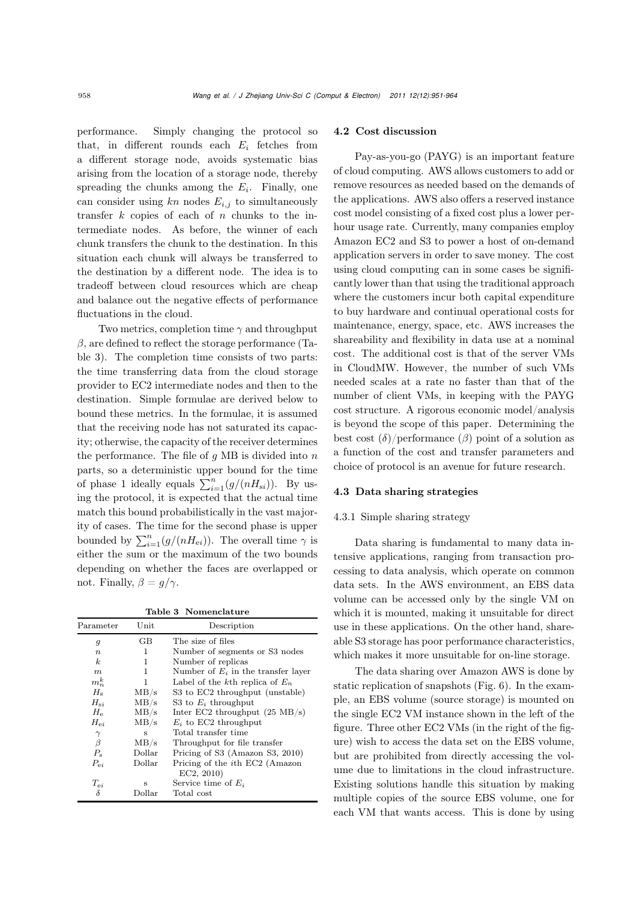performance. Simply changing the protocol so that, in different rounds each $E_i$ fetches from a different storage node, avoids systematic bias arising from the location of a storage node, thereby spreading the chunks among the $E_i$. Finally, one can consider using $kn$ nodes $E_{i,j}$ to simultaneously transfer $k$ copies of each of $n$ chunks to the intermediate nodes. As before, the winner of each chunk transfers the chunk to the destination. In this situation each chunk will always be transferred to the destination by a different node. The idea is to tradeoff between cloud resources which are cheap and balance out the negative effects of performance fluctuations in the cloud.

Two metrics, completion time $\gamma$ and throughput $\beta$, are defined to reflect the storage performance (Table 3). The completion time consists of two parts: the time transferring data from the cloud storage provider to EC2 intermediate nodes and then to the destination. Simple formulae are derived below to bound these metrics. In the formulae, it is assumed that the receiving node has not saturated its capacity; otherwise, the capacity of the receiver determines the performance. The file of $g$ MB is divided into $n$ parts, so a deterministic upper bound for the time of phase 1 ideally equals $\sum_{i=1}^{n}(g/(nH_{si}))$. By using the protocol, it is expected that the actual time match this bound probabilistically in the vast majority of cases. The time for the second phase is upper bounded by $\sum_{i=1}^{n}(g/(nH_{ei}))$. The overall time $\gamma$ is either the sum or the maximum of the two bounds depending on whether the faces are overlapped or not. Finally, $\beta = g/\gamma$.

**Table 3 Nomenclature**

| Parameter | Unit | Description |
|---|---|---|
| $g$ | GB | The size of files |
| $n$ | 1 | Number of segments or S3 nodes |
| $k$ | 1 | Number of replicas |
| $m$ | 1 | Number of $E_i$ in the transfer layer |
| $m_n^k$ | 1 | Label of the $k$th replica of $E_n$ |
| $H_s$ | MB/s | S3 to EC2 throughput (unstable) |
| $H_{si}$ | MB/s | S3 to $E_i$ throughput |
| $H_e$ | MB/s | Inter EC2 throughput (25 MB/s) |
| $H_{ei}$ | MB/s | $E_i$ to EC2 throughput |
| $\gamma$ | s | Total transfer time |
| $\beta$ | MB/s | Throughput for file transfer |
| $P_s$ | Dollar | Pricing of S3 (Amazon S3, 2010) |
| $P_{ei}$ | Dollar | Pricing of the $i$th EC2 (Amazon EC2, 2010) |
| $T_{ei}$ | s | Service time of $E_i$ |
| $\delta$ | Dollar | Total cost |

### 4.2 Cost discussion

Pay-as-you-go (PAYG) is an important feature of cloud computing. AWS allows customers to add or remove resources as needed based on the demands of the applications. AWS also offers a reserved instance cost model consisting of a fixed cost plus a lower per-hour usage rate. Currently, many companies employ Amazon EC2 and S3 to power a host of on-demand application servers in order to save money. The cost using cloud computing can in some cases be significantly lower than that using the traditional approach where the customers incur both capital expenditure to buy hardware and continual operational costs for maintenance, energy, space, etc. AWS increases the shareability and flexibility in data use at a nominal cost. The additional cost is that of the server VMs in CloudMW. However, the number of such VMs needed scales at a rate no faster than that of the number of client VMs, in keeping with the PAYG cost structure. A rigorous economic model/analysis is beyond the scope of this paper. Determining the best cost ($\delta$)/performance ($\beta$) point of a solution as a function of the cost and transfer parameters and choice of protocol is an avenue for future research.

### 4.3 Data sharing strategies

#### 4.3.1 Simple sharing strategy

Data sharing is fundamental to many data intensive applications, ranging from transaction processing to data analysis, which operate on common data sets. In the AWS environment, an EBS data volume can be accessed only by the single VM on which it is mounted, making it unsuitable for direct use in these applications. On the other hand, shareable S3 storage has poor performance characteristics, which makes it more unsuitable for on-line storage.

The data sharing over Amazon AWS is done by static replication of snapshots (Fig. 6). In the example, an EBS volume (source storage) is mounted on the single EC2 VM instance shown in the left of the figure. Three other EC2 VMs (in the right of the figure) wish to access the data set on the EBS volume, but are prohibited from directly accessing the volume due to limitations in the cloud infrastructure. Existing solutions handle this situation by making multiple copies of the source EBS volume, one for each VM that wants access. This is done by using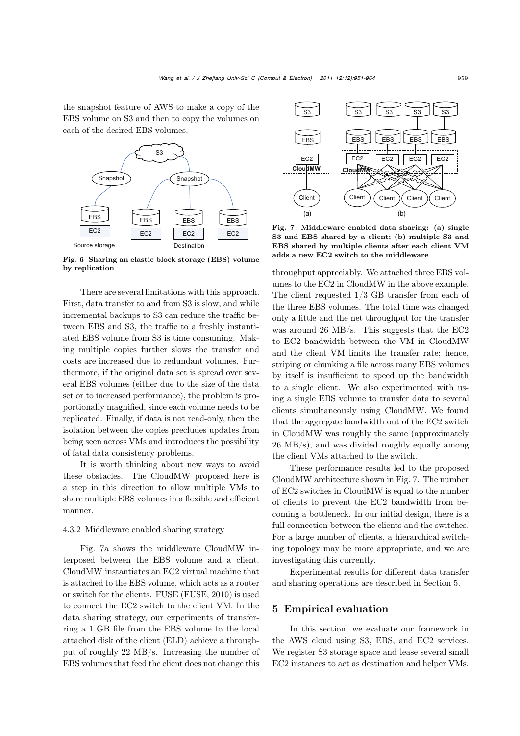the snapshot feature of AWS to make a copy of the EBS volume on S3 and then to copy the volumes on each of the desired EBS volumes.

**Fig. 6 Sharing an elastic block storage (EBS) volume by replication**

There are several limitations with this approach. First, data transfer to and from S3 is slow, and while incremental backups to S3 can reduce the traffic between EBS and S3, the traffic to a freshly instantiated EBS volume from S3 is time consuming. Making multiple copies further slows the transfer and costs are increased due to redundant volumes. Furthermore, if the original data set is spread over several EBS volumes (either due to the size of the data set or to increased performance), the problem is proportionally magnified, since each volume needs to be replicated. Finally, if data is not read-only, then the isolation between the copies precludes updates from being seen across VMs and introduces the possibility of fatal data consistency problems.

It is worth thinking about new ways to avoid these obstacles. The CloudMW proposed here is a step in this direction to allow multiple VMs to share multiple EBS volumes in a flexible and efficient manner.

### 4.3.2 Middleware enabled sharing strategy

Fig. 7a shows the middleware CloudMW interposed between the EBS volume and a client. CloudMW instantiates an EC2 virtual machine that is attached to the EBS volume, which acts as a router or switch for the clients. FUSE (FUSE, 2010) is used to connect the EC2 switch to the client VM. In the data sharing strategy, our experiments of transferring a 1 GB file from the EBS volume to the local attached disk of the client (ELD) achieve a throughput of roughly 22 MB/s. Increasing the number of EBS volumes that feed the client does not change this throughput appreciably. We attached three EBS volumes to the EC2 in CloudMW in the above example. The client requested 1/3 GB transfer from each of the three EBS volumes. The total time was changed only a little and the net throughput for the transfer was around 26 MB/s. This suggests that the EC2 to EC2 bandwidth between the VM in CloudMW and the client VM limits the transfer rate; hence, striping or chunking a file across many EBS volumes by itself is insufficient to speed up the bandwidth to a single client. We also experimented with using a single EBS volume to transfer data to several clients simultaneously using CloudMW. We found that the aggregate bandwidth out of the EC2 switch in CloudMW was roughly the same (approximately 26 MB/s), and was divided roughly equally among the client VMs attached to the switch.

**Fig. 7 Middleware enabled data sharing: (a) single S3 and EBS shared by a client; (b) multiple S3 and EBS shared by multiple clients after each client VM adds a new EC2 switch to the middleware**

These performance results led to the proposed CloudMW architecture shown in Fig. 7. The number of EC2 switches in CloudMW is equal to the number of clients to prevent the EC2 bandwidth from becoming a bottleneck. In our initial design, there is a full connection between the clients and the switches. For a large number of clients, a hierarchical switching topology may be more appropriate, and we are investigating this currently.

Experimental results for different data transfer and sharing operations are described in Section 5.

## 5 Empirical evaluation

In this section, we evaluate our framework in the AWS cloud using S3, EBS, and EC2 services. We register S3 storage space and lease several small EC2 instances to act as destination and helper VMs.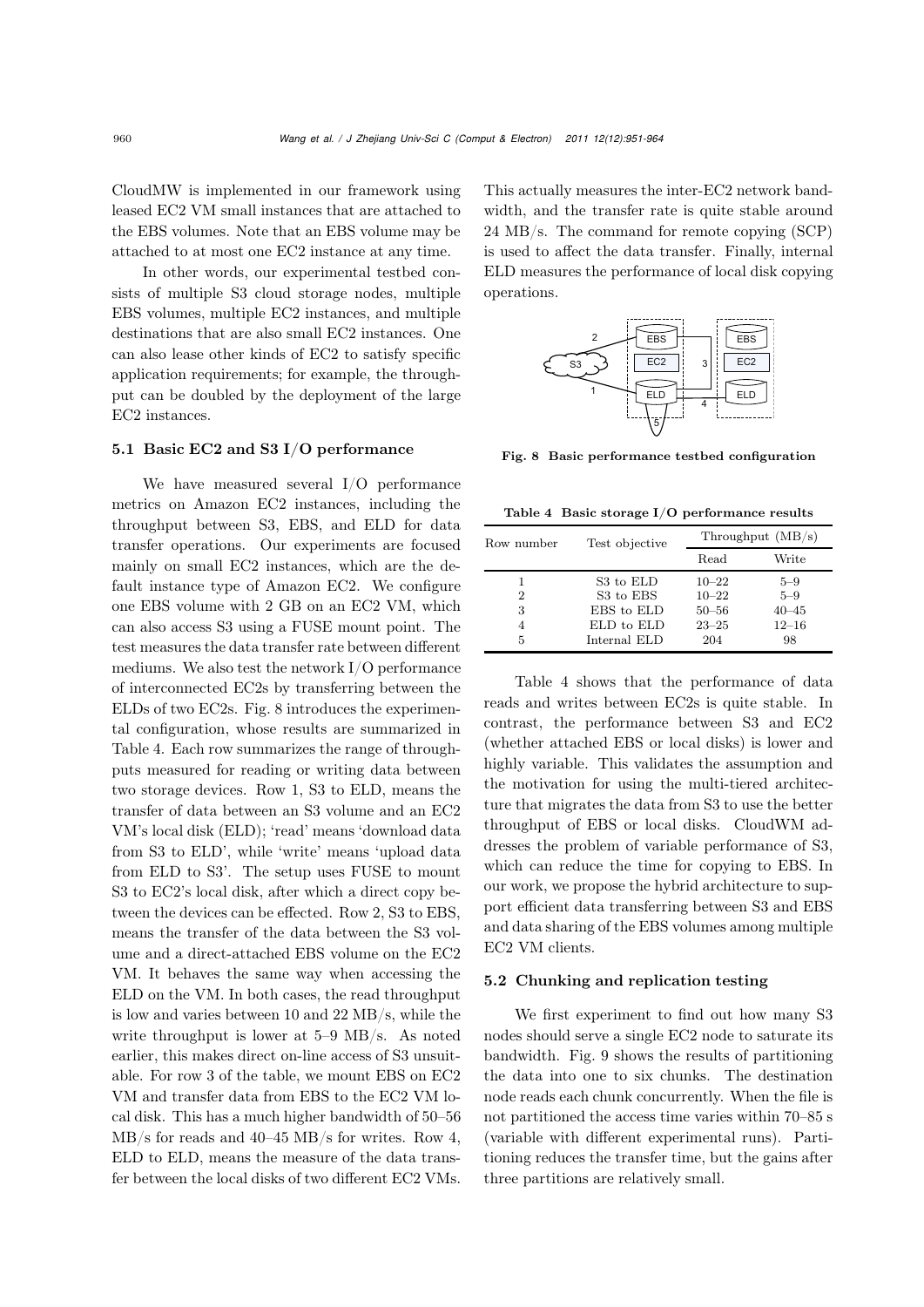CloudMW is implemented in our framework using leased EC2 VM small instances that are attached to the EBS volumes. Note that an EBS volume may be attached to at most one EC2 instance at any time.

In other words, our experimental testbed consists of multiple S3 cloud storage nodes, multiple EBS volumes, multiple EC2 instances, and multiple destinations that are also small EC2 instances. One can also lease other kinds of EC2 to satisfy specific application requirements; for example, the throughput can be doubled by the deployment of the large EC2 instances.

### 5.1 Basic EC2 and S3 I/O performance

We have measured several I/O performance metrics on Amazon EC2 instances, including the throughput between S3, EBS, and ELD for data transfer operations. Our experiments are focused mainly on small EC2 instances, which are the default instance type of Amazon EC2. We configure one EBS volume with 2 GB on an EC2 VM, which can also access S3 using a FUSE mount point. The test measures the data transfer rate between different mediums. We also test the network I/O performance of interconnected EC2s by transferring between the ELDs of two EC2s. Fig. 8 introduces the experimental configuration, whose results are summarized in Table 4. Each row summarizes the range of throughputs measured for reading or writing data between two storage devices. Row 1, S3 to ELD, means the transfer of data between an S3 volume and an EC2 VM's local disk (ELD); 'read' means 'download data from S3 to ELD', while 'write' means 'upload data from ELD to S3'. The setup uses FUSE to mount S3 to EC2's local disk, after which a direct copy between the devices can be effected. Row 2, S3 to EBS, means the transfer of the data between the S3 volume and a direct-attached EBS volume on the EC2 VM. It behaves the same way when accessing the ELD on the VM. In both cases, the read throughput is low and varies between 10 and 22 MB/s, while the write throughput is lower at 5–9 MB/s. As noted earlier, this makes direct on-line access of S3 unsuitable. For row 3 of the table, we mount EBS on EC2 VM and transfer data from EBS to the EC2 VM local disk. This has a much higher bandwidth of 50–56 MB/s for reads and 40–45 MB/s for writes. Row 4, ELD to ELD, means the measure of the data transfer between the local disks of two different EC2 VMs. This actually measures the inter-EC2 network bandwidth, and the transfer rate is quite stable around 24 MB/s. The command for remote copying (SCP) is used to affect the data transfer. Finally, internal ELD measures the performance of local disk copying operations.

**Fig. 8 Basic performance testbed configuration**

**Table 4 Basic storage I/O performance results**

| Row number | Test objective | Throughput (MB/s) | |
|---|---|---|---|
| | | Read | Write |
| 1 | S3 to ELD | 10–22 | 5–9 |
| 2 | S3 to EBS | 10–22 | 5–9 |
| 3 | EBS to ELD | 50–56 | 40–45 |
| 4 | ELD to ELD | 23–25 | 12–16 |
| 5 | Internal ELD | 204 | 98 |

Table 4 shows that the performance of data reads and writes between EC2s is quite stable. In contrast, the performance between S3 and EC2 (whether attached EBS or local disks) is lower and highly variable. This validates the assumption and the motivation for using the multi-tiered architecture that migrates the data from S3 to use the better throughput of EBS or local disks. CloudWM addresses the problem of variable performance of S3, which can reduce the time for copying to EBS. In our work, we propose the hybrid architecture to support efficient data transferring between S3 and EBS and data sharing of the EBS volumes among multiple EC2 VM clients.

### 5.2 Chunking and replication testing

We first experiment to find out how many S3 nodes should serve a single EC2 node to saturate its bandwidth. Fig. 9 shows the results of partitioning the data into one to six chunks. The destination node reads each chunk concurrently. When the file is not partitioned the access time varies within 70–85 s (variable with different experimental runs). Partitioning reduces the transfer time, but the gains after three partitions are relatively small.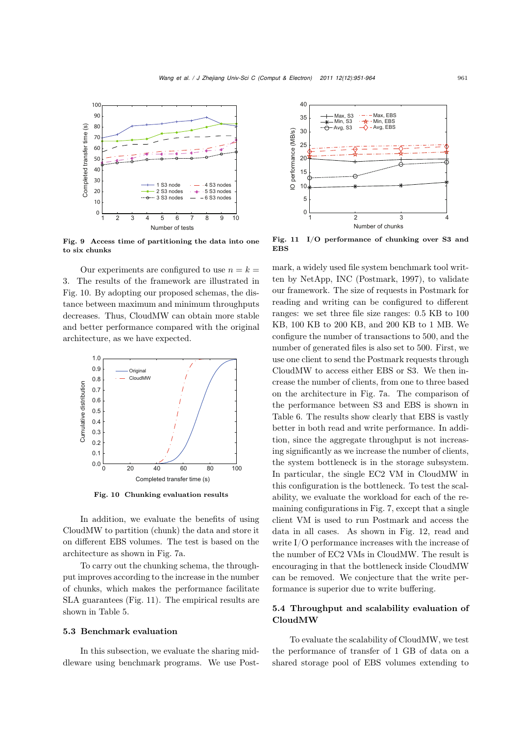Fig. 9 Access time of partitioning the data into one to six chunks

Our experiments are configured to use $n = k = 3$. The results of the framework are illustrated in Fig. 10. By adopting our proposed schemas, the distance between maximum and minimum throughputs decreases. Thus, CloudMW can obtain more stable and better performance compared with the original architecture, as we have expected.

Fig. 10 Chunking evaluation results

In addition, we evaluate the benefits of using CloudMW to partition (chunk) the data and store it on different EBS volumes. The test is based on the architecture as shown in Fig. 7a.

To carry out the chunking schema, the throughput improves according to the increase in the number of chunks, which makes the performance facilitate SLA guarantees (Fig. 11). The empirical results are shown in Table 5.

### 5.3 Benchmark evaluation

In this subsection, we evaluate the sharing middleware using benchmark programs. We use Postmark, a widely used file system benchmark tool written by NetApp, INC (Postmark, 1997), to validate our framework. The size of requests in Postmark for reading and writing can be configured to different ranges: we set three file size ranges: 0.5 KB to 100 KB, 100 KB to 200 KB, and 200 KB to 1 MB. We configure the number of transactions to 500, and the number of generated files is also set to 500. First, we use one client to send the Postmark requests through CloudMW to access either EBS or S3. We then increase the number of clients, from one to three based on the architecture in Fig. 7a. The comparison of the performance between S3 and EBS is shown in Table 6. The results show clearly that EBS is vastly better in both read and write performance. In addition, since the aggregate throughput is not increasing significantly as we increase the number of clients, the system bottleneck is in the storage subsystem. In particular, the single EC2 VM in CloudMW in this configuration is the bottleneck. To test the scalability, we evaluate the workload for each of the remaining configurations in Fig. 7, except that a single client VM is used to run Postmark and access the data in all cases. As shown in Fig. 12, read and write I/O performance increases with the increase of the number of EC2 VMs in CloudMW. The result is encouraging in that the bottleneck inside CloudMW can be removed. We conjecture that the write performance is superior due to write buffering.

Fig. 11 I/O performance of chunking over S3 and EBS

### 5.4 Throughput and scalability evaluation of CloudMW

To evaluate the scalability of CloudMW, we test the performance of transfer of 1 GB of data on a shared storage pool of EBS volumes extending to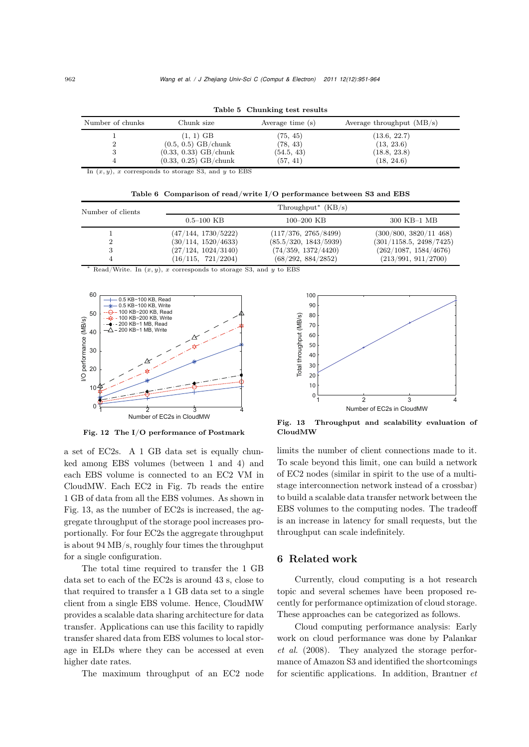**Table 5 Chunking test results**

| Number of chunks | Chunk size | Average time (s) | Average throughput (MB/s) |
|---|---|---|---|
| 1 | (1, 1) GB | (75, 45) | (13.6, 22.7) |
| 2 | (0.5, 0.5) GB/chunk | (78, 43) | (13, 23.6) |
| 3 | (0.33, 0.33) GB/chunk | (54.5, 43) | (18.8, 23.8) |
| 4 | (0.33, 0.25) GB/chunk | (57, 41) | (18, 24.6) |

In $(x, y)$, $x$ corresponds to storage S3, and $y$ to EBS

**Table 6 Comparison of read/write I/O performance between S3 and EBS**

| Number of clients | Throughput* (KB/s) | | |
|---|---|---|---|
| | 0.5–100 KB | 100–200 KB | 300 KB–1 MB |
| 1 | (47/144, 1730/5222) | (117/376, 2765/8499) | (300/800, 3820/11 468) |
| 2 | (30/114, 1520/4633) | (85.5/320, 1843/5939) | (301/1158.5, 2498/7425) |
| 3 | (27/124, 1024/3140) | (74/359, 1372/4420) | (262/1087, 1584/4676) |
| 4 | (16/115, 721/2204) | (68/292, 884/2852) | (213/991, 911/2700) |

\* Read/Write. In $(x, y)$, $x$ corresponds to storage S3, and $y$ to EBS

**Fig. 12 The I/O performance of Postmark**

**Fig. 13 Throughput and scalability evaluation of CloudMW**

a set of EC2s. A 1 GB data set is equally chunked among EBS volumes (between 1 and 4) and each EBS volume is connected to an EC2 VM in CloudMW. Each EC2 in Fig. 7b reads the entire 1 GB of data from all the EBS volumes. As shown in Fig. 13, as the number of EC2s is increased, the aggregate throughput of the storage pool increases proportionally. For four EC2s the aggregate throughput is about 94 MB/s, roughly four times the throughput for a single configuration.

The total time required to transfer the 1 GB data set to each of the EC2s is around 43 s, close to that required to transfer a 1 GB data set to a single client from a single EBS volume. Hence, CloudMW provides a scalable data sharing architecture for data transfer. Applications can use this facility to rapidly transfer shared data from EBS volumes to local storage in ELDs where they can be accessed at even higher date rates.

The maximum throughput of an EC2 node limits the number of client connections made to it. To scale beyond this limit, one can build a network of EC2 nodes (similar in spirit to the use of a multi-stage interconnection network instead of a crossbar) to build a scalable data transfer network between the EBS volumes to the computing nodes. The tradeoff is an increase in latency for small requests, but the throughput can scale indefinitely.

## 6 Related work

Currently, cloud computing is a hot research topic and several schemes have been proposed recently for performance optimization of cloud storage. These approaches can be categorized as follows.

Cloud computing performance analysis: Early work on cloud performance was done by Palankar *et al.* (2008). They analyzed the storage performance of Amazon S3 and identified the shortcomings for scientific applications. In addition, Brantner *et*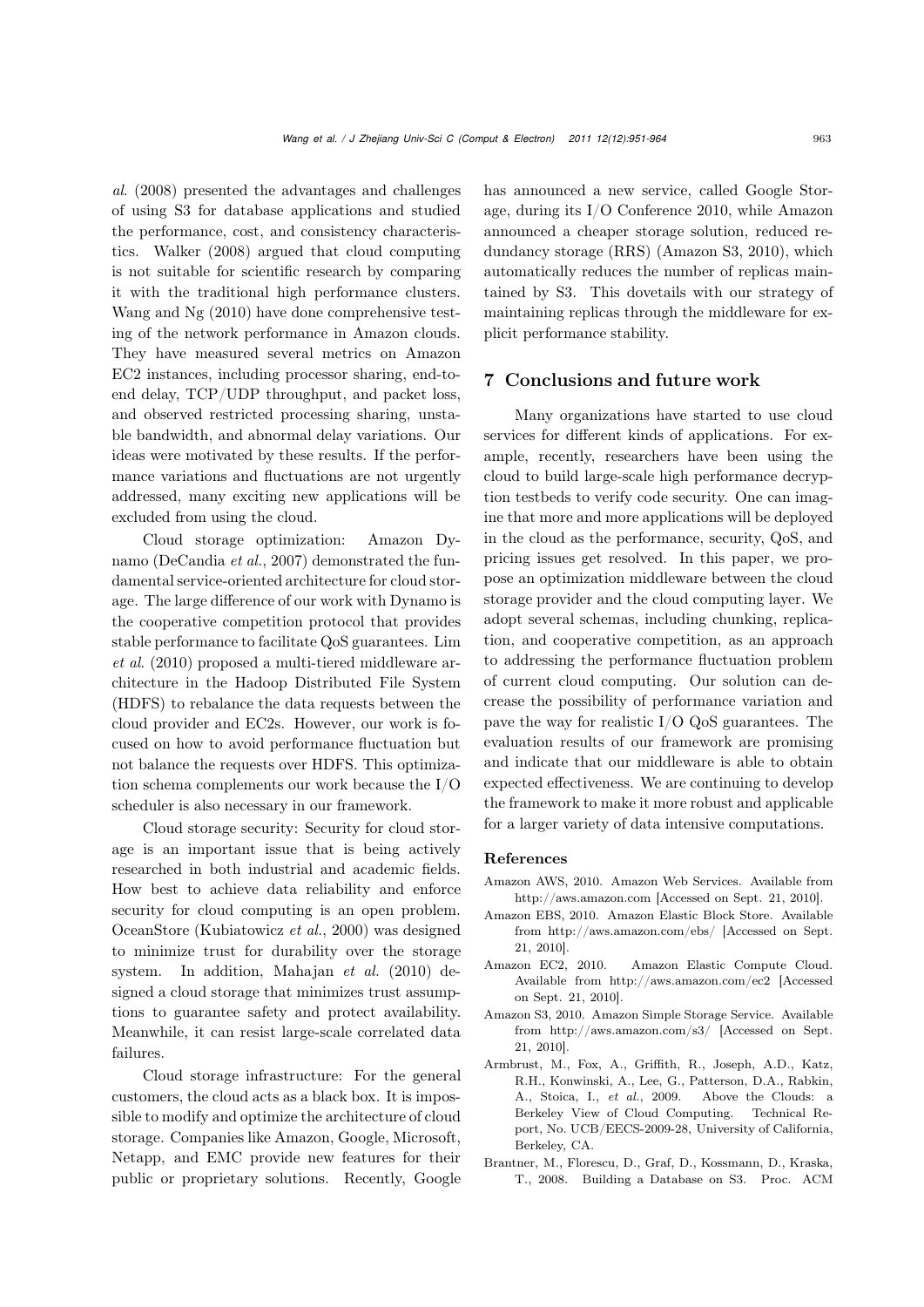*al*. (2008) presented the advantages and challenges of using S3 for database applications and studied the performance, cost, and consistency characteristics. Walker (2008) argued that cloud computing is not suitable for scientific research by comparing it with the traditional high performance clusters. Wang and Ng (2010) have done comprehensive testing of the network performance in Amazon clouds. They have measured several metrics on Amazon EC2 instances, including processor sharing, end-to-end delay, TCP/UDP throughput, and packet loss, and observed restricted processing sharing, unstable bandwidth, and abnormal delay variations. Our ideas were motivated by these results. If the performance variations and fluctuations are not urgently addressed, many exciting new applications will be excluded from using the cloud.

Cloud storage optimization: Amazon Dynamo (DeCandia *et al.*, 2007) demonstrated the fundamental service-oriented architecture for cloud storage. The large difference of our work with Dynamo is the cooperative competition protocol that provides stable performance to facilitate QoS guarantees. Lim *et al.* (2010) proposed a multi-tiered middleware architecture in the Hadoop Distributed File System (HDFS) to rebalance the data requests between the cloud provider and EC2s. However, our work is focused on how to avoid performance fluctuation but not balance the requests over HDFS. This optimization schema complements our work because the I/O scheduler is also necessary in our framework.

Cloud storage security: Security for cloud storage is an important issue that is being actively researched in both industrial and academic fields. How best to achieve data reliability and enforce security for cloud computing is an open problem. OceanStore (Kubiatowicz *et al.*, 2000) was designed to minimize trust for durability over the storage system. In addition, Mahajan *et al.* (2010) designed a cloud storage that minimizes trust assumptions to guarantee safety and protect availability. Meanwhile, it can resist large-scale correlated data failures.

Cloud storage infrastructure: For the general customers, the cloud acts as a black box. It is impossible to modify and optimize the architecture of cloud storage. Companies like Amazon, Google, Microsoft, Netapp, and EMC provide new features for their public or proprietary solutions. Recently, Google has announced a new service, called Google Storage, during its I/O Conference 2010, while Amazon announced a cheaper storage solution, reduced redundancy storage (RRS) (Amazon S3, 2010), which automatically reduces the number of replicas maintained by S3. This dovetails with our strategy of maintaining replicas through the middleware for explicit performance stability.

## 7 Conclusions and future work

Many organizations have started to use cloud services for different kinds of applications. For example, recently, researchers have been using the cloud to build large-scale high performance decryption testbeds to verify code security. One can imagine that more and more applications will be deployed in the cloud as the performance, security, QoS, and pricing issues get resolved. In this paper, we propose an optimization middleware between the cloud storage provider and the cloud computing layer. We adopt several schemas, including chunking, replication, and cooperative competition, as an approach to addressing the performance fluctuation problem of current cloud computing. Our solution can decrease the possibility of performance variation and pave the way for realistic I/O QoS guarantees. The evaluation results of our framework are promising and indicate that our middleware is able to obtain expected effectiveness. We are continuing to develop the framework to make it more robust and applicable for a larger variety of data intensive computations.

### References

Amazon AWS, 2010. Amazon Web Services. Available from http://aws.amazon.com [Accessed on Sept. 21, 2010].

Amazon EBS, 2010. Amazon Elastic Block Store. Available from http://aws.amazon.com/ebs/ [Accessed on Sept. 21, 2010].

Amazon EC2, 2010. Amazon Elastic Compute Cloud. Available from http://aws.amazon.com/ec2 [Accessed on Sept. 21, 2010].

Amazon S3, 2010. Amazon Simple Storage Service. Available from http://aws.amazon.com/s3/ [Accessed on Sept. 21, 2010].

Armbrust, M., Fox, A., Griffith, R., Joseph, A.D., Katz, R.H., Konwinski, A., Lee, G., Patterson, D.A., Rabkin, A., Stoica, I., *et al.*, 2009. Above the Clouds: a Berkeley View of Cloud Computing. Technical Report, No. UCB/EECS-2009-28, University of California, Berkeley, CA.

Brantner, M., Florescu, D., Graf, D., Kossmann, D., Kraska, T., 2008. Building a Database on S3. Proc. ACM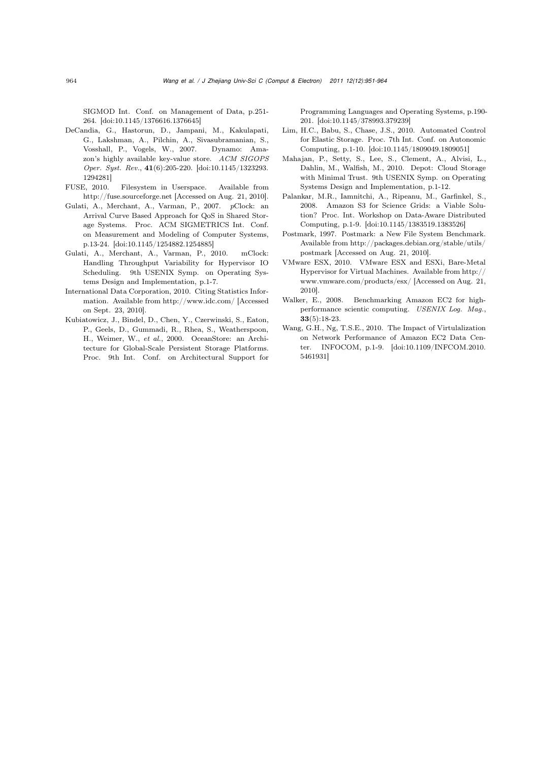SIGMOD Int. Conf. on Management of Data, p.251-264. [doi:10.1145/1376616.1376645]

DeCandia, G., Hastorun, D., Jampani, M., Kakulapati, G., Lakshman, A., Pilchin, A., Sivasubramanian, S., Vosshall, P., Vogels, W., 2007. Dynamo: Amazon's highly available key-value store. *ACM SIGOPS Oper. Syst. Rev.*, **41**(6):205-220. [doi:10.1145/1323293.1294281]

FUSE, 2010. Filesystem in Userspace. Available from http://fuse.sourceforge.net [Accessed on Aug. 21, 2010].

Gulati, A., Merchant, A., Varman, P., 2007. *p*Clock: an Arrival Curve Based Approach for QoS in Shared Storage Systems. Proc. ACM SIGMETRICS Int. Conf. on Measurement and Modeling of Computer Systems, p.13-24. [doi:10.1145/1254882.1254885]

Gulati, A., Merchant, A., Varman, P., 2010. mClock: Handling Throughput Variability for Hypervisor IO Scheduling. 9th USENIX Symp. on Operating Systems Design and Implementation, p.1-7.

International Data Corporation, 2010. Citing Statistics Information. Available from http://www.idc.com/ [Accessed on Sept. 23, 2010].

Kubiatowicz, J., Bindel, D., Chen, Y., Czerwinski, S., Eaton, P., Geels, D., Gummadi, R., Rhea, S., Weatherspoon, H., Weimer, W., *et al.*, 2000. OceanStore: an Architecture for Global-Scale Persistent Storage Platforms. Proc. 9th Int. Conf. on Architectural Support for Programming Languages and Operating Systems, p.190-201. [doi:10.1145/378993.379239]

Lim, H.C., Babu, S., Chase, J.S., 2010. Automated Control for Elastic Storage. Proc. 7th Int. Conf. on Autonomic Computing, p.1-10. [doi:10.1145/1809049.1809051]

Mahajan, P., Setty, S., Lee, S., Clement, A., Alvisi, L., Dahlin, M., Walfish, M., 2010. Depot: Cloud Storage with Minimal Trust. 9th USENIX Symp. on Operating Systems Design and Implementation, p.1-12.

Palankar, M.R., Iamnitchi, A., Ripeanu, M., Garfinkel, S., 2008. Amazon S3 for Science Grids: a Viable Solution? Proc. Int. Workshop on Data-Aware Distributed Computing, p.1-9. [doi:10.1145/1383519.1383526]

Postmark, 1997. Postmark: a New File System Benchmark. Available from http://packages.debian.org/stable/utils/postmark [Accessed on Aug. 21, 2010].

VMware ESX, 2010. VMware ESX and ESXi, Bare-Metal Hypervisor for Virtual Machines. Available from http://www.vmware.com/products/esx/ [Accessed on Aug. 21, 2010].

Walker, E., 2008. Benchmarking Amazon EC2 for high-performance scientic computing. *USENIX Log. Mag.*, **33**(5):18-23.

Wang, G.H., Ng, T.S.E., 2010. The Impact of Virtulalization on Network Performance of Amazon EC2 Data Center. INFOCOM, p.1-9. [doi:10.1109/INFCOM.2010.5461931]